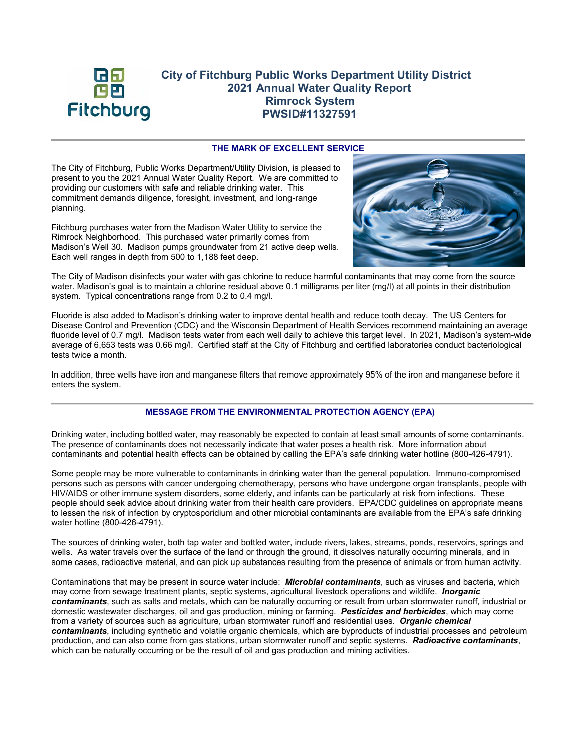# City of Fitchburg Public Works Department Utility District
# 2021 Annual Water Quality Report
# Rimrock System
# PWSID#11327591

## THE MARK OF EXCELLENT SERVICE

The City of Fitchburg, Public Works Department/Utility Division, is pleased to present to you the 2021 Annual Water Quality Report. We are committed to providing our customers with safe and reliable drinking water. This commitment demands diligence, foresight, investment, and long-range planning.

Fitchburg purchases water from the Madison Water Utility to service the Rimrock Neighborhood. This purchased water primarily comes from Madison's Well 30. Madison pumps groundwater from 21 active deep wells. Each well ranges in depth from 500 to 1,188 feet deep.

The City of Madison disinfects your water with gas chlorine to reduce harmful contaminants that may come from the source water. Madison's goal is to maintain a chlorine residual above 0.1 milligrams per liter (mg/l) at all points in their distribution system. Typical concentrations range from 0.2 to 0.4 mg/l.

Fluoride is also added to Madison's drinking water to improve dental health and reduce tooth decay. The US Centers for Disease Control and Prevention (CDC) and the Wisconsin Department of Health Services recommend maintaining an average fluoride level of 0.7 mg/l. Madison tests water from each well daily to achieve this target level. In 2021, Madison's system-wide average of 6,653 tests was 0.66 mg/l. Certified staff at the City of Fitchburg and certified laboratories conduct bacteriological tests twice a month.

In addition, three wells have iron and manganese filters that remove approximately 95% of the iron and manganese before it enters the system.

## MESSAGE FROM THE ENVIRONMENTAL PROTECTION AGENCY (EPA)

Drinking water, including bottled water, may reasonably be expected to contain at least small amounts of some contaminants. The presence of contaminants does not necessarily indicate that water poses a health risk. More information about contaminants and potential health effects can be obtained by calling the EPA's safe drinking water hotline (800-426-4791).

Some people may be more vulnerable to contaminants in drinking water than the general population. Immuno-compromised persons such as persons with cancer undergoing chemotherapy, persons who have undergone organ transplants, people with HIV/AIDS or other immune system disorders, some elderly, and infants can be particularly at risk from infections. These people should seek advice about drinking water from their health care providers. EPA/CDC guidelines on appropriate means to lessen the risk of infection by cryptosporidium and other microbial contaminants are available from the EPA's safe drinking water hotline (800-426-4791).

The sources of drinking water, both tap water and bottled water, include rivers, lakes, streams, ponds, reservoirs, springs and wells. As water travels over the surface of the land or through the ground, it dissolves naturally occurring minerals, and in some cases, radioactive material, and can pick up substances resulting from the presence of animals or from human activity.

Contaminations that may be present in source water include: ***Microbial contaminants***, such as viruses and bacteria, which may come from sewage treatment plants, septic systems, agricultural livestock operations and wildlife. ***Inorganic contaminants***, such as salts and metals, which can be naturally occurring or result from urban stormwater runoff, industrial or domestic wastewater discharges, oil and gas production, mining or farming. ***Pesticides and herbicides***, which may come from a variety of sources such as agriculture, urban stormwater runoff and residential uses. ***Organic chemical contaminants***, including synthetic and volatile organic chemicals, which are byproducts of industrial processes and petroleum production, and can also come from gas stations, urban stormwater runoff and septic systems. ***Radioactive contaminants***, which can be naturally occurring or be the result of oil and gas production and mining activities.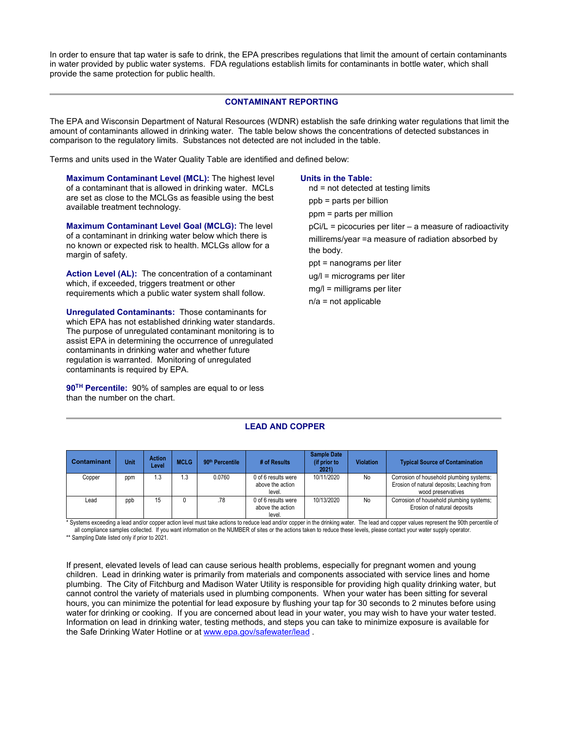In order to ensure that tap water is safe to drink, the EPA prescribes regulations that limit the amount of certain contaminants in water provided by public water systems. FDA regulations establish limits for contaminants in bottle water, which shall provide the same protection for public health.

## CONTAMINANT REPORTING

The EPA and Wisconsin Department of Natural Resources (WDNR) establish the safe drinking water regulations that limit the amount of contaminants allowed in drinking water. The table below shows the concentrations of detected substances in comparison to the regulatory limits. Substances not detected are not included in the table.

Terms and units used in the Water Quality Table are identified and defined below:

**Maximum Contaminant Level (MCL):** The highest level of a contaminant that is allowed in drinking water. MCLs are set as close to the MCLGs as feasible using the best available treatment technology.

**Maximum Contaminant Level Goal (MCLG):** The level of a contaminant in drinking water below which there is no known or expected risk to health. MCLGs allow for a margin of safety.

**Action Level (AL):** The concentration of a contaminant which, if exceeded, triggers treatment or other requirements which a public water system shall follow.

**Unregulated Contaminants:** Those contaminants for which EPA has not established drinking water standards. The purpose of unregulated contaminant monitoring is to assist EPA in determining the occurrence of unregulated contaminants in drinking water and whether future regulation is warranted. Monitoring of unregulated contaminants is required by EPA.

**90TH Percentile:** 90% of samples are equal to or less than the number on the chart.

**Units in the Table:**

- nd = not detected at testing limits
- ppb = parts per billion
- ppm = parts per million
- pCi/L = picocuries per liter – a measure of radioactivity
- millirems/year =a measure of radiation absorbed by the body.
- ppt = nanograms per liter
- ug/l = micrograms per liter
- mg/l = milligrams per liter
- n/a = not applicable

## LEAD AND COPPER

| Contaminant | Unit | Action Level | MCLG | 90th Percentile | # of Results | Sample Date (if prior to 2021) | Violation | Typical Source of Contamination |
|---|---|---|---|---|---|---|---|---|
| Copper | ppm | 1.3 | 1.3 | 0.0760 | 0 of 6 results were above the action level. | 10/11/2020 | No | Corrosion of household plumbing systems; Erosion of natural deposits; Leaching from wood preservatives |
| Lead | ppb | 15 | 0 | .78 | 0 of 6 results were above the action level. | 10/13/2020 | No | Corrosion of household plumbing systems; Erosion of natural deposits |

* Systems exceeding a lead and/or copper action level must take actions to reduce lead and/or copper in the drinking water. The lead and copper values represent the 90th percentile of all compliance samples collected. If you want information on the NUMBER of sites or the actions taken to reduce these levels, please contact your water supply operator.

** Sampling Date listed only if prior to 2021.

If present, elevated levels of lead can cause serious health problems, especially for pregnant women and young children. Lead in drinking water is primarily from materials and components associated with service lines and home plumbing. The City of Fitchburg and Madison Water Utility is responsible for providing high quality drinking water, but cannot control the variety of materials used in plumbing components. When your water has been sitting for several hours, you can minimize the potential for lead exposure by flushing your tap for 30 seconds to 2 minutes before using water for drinking or cooking. If you are concerned about lead in your water, you may wish to have your water tested. Information on lead in drinking water, testing methods, and steps you can take to minimize exposure is available for the Safe Drinking Water Hotline or at www.epa.gov/safewater/lead .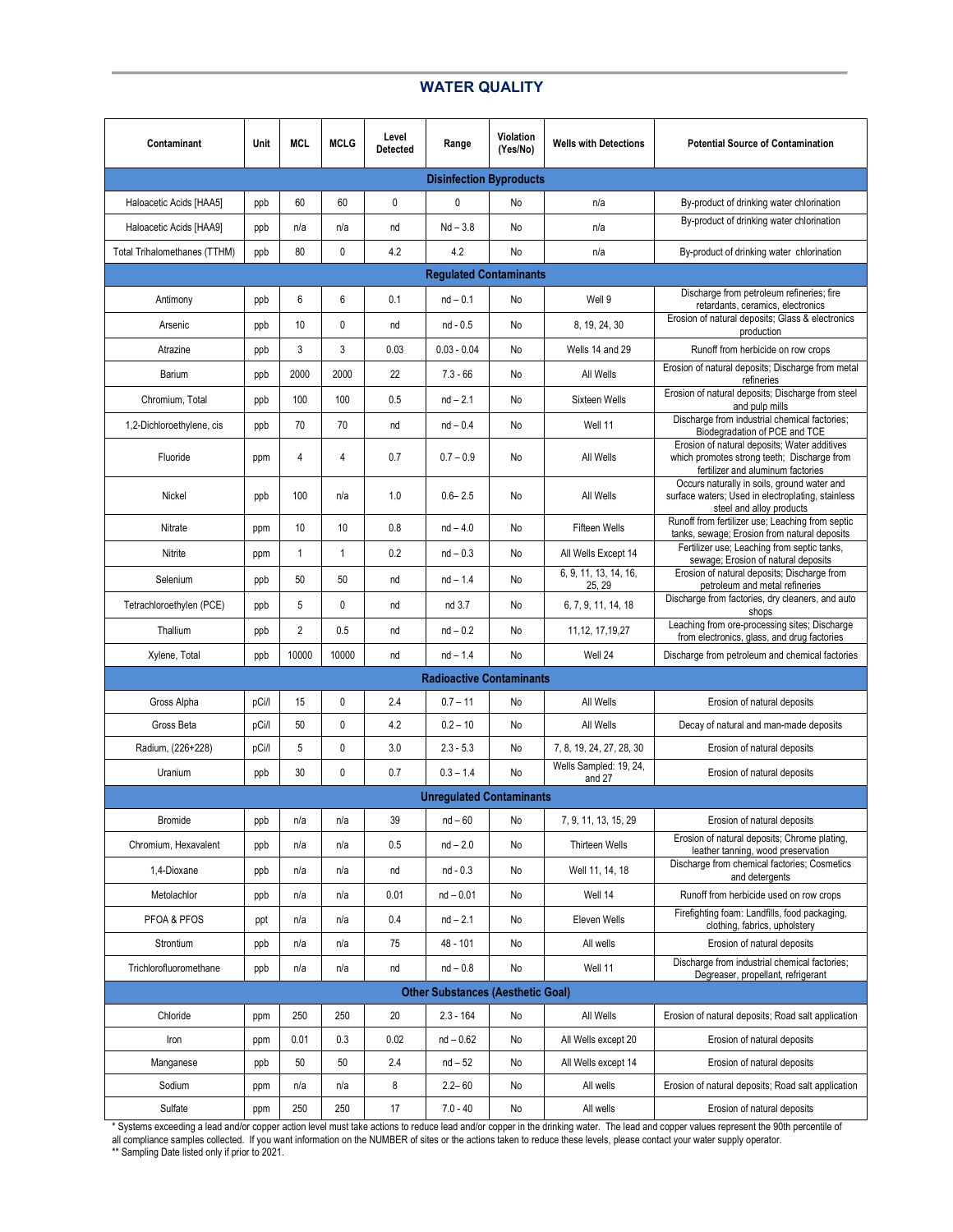## WATER QUALITY

| Contaminant | Unit | MCL | MCLG | Level Detected | Range | Violation (Yes/No) | Wells with Detections | Potential Source of Contamination |
|---|---|---|---|---|---|---|---|---|
| **Disinfection Byproducts** | | | | | | | | |
| Haloacetic Acids [HAA5] | ppb | 60 | 60 | 0 | 0 | No | n/a | By-product of drinking water chlorination |
| Haloacetic Acids [HAA9] | ppb | n/a | n/a | nd | Nd – 3.8 | No | n/a | By-product of drinking water chlorination |
| Total Trihalomethanes (TTHM) | ppb | 80 | 0 | 4.2 | 4.2 | No | n/a | By-product of drinking water chlorination |
| **Regulated Contaminants** | | | | | | | | |
| Antimony | ppb | 6 | 6 | 0.1 | nd – 0.1 | No | Well 9 | Discharge from petroleum refineries; fire retardants, ceramics, electronics |
| Arsenic | ppb | 10 | 0 | nd | nd - 0.5 | No | 8, 19, 24, 30 | Erosion of natural deposits; Glass & electronics production |
| Atrazine | ppb | 3 | 3 | 0.03 | 0.03 - 0.04 | No | Wells 14 and 29 | Runoff from herbicide on row crops |
| Barium | ppb | 2000 | 2000 | 22 | 7.3 - 66 | No | All Wells | Erosion of natural deposits; Discharge from metal refineries |
| Chromium, Total | ppb | 100 | 100 | 0.5 | nd – 2.1 | No | Sixteen Wells | Erosion of natural deposits; Discharge from steel and pulp mills |
| 1,2-Dichloroethylene, cis | ppb | 70 | 70 | nd | nd – 0.4 | No | Well 11 | Discharge from industrial chemical factories; Biodegradation of PCE and TCE |
| Fluoride | ppm | 4 | 4 | 0.7 | 0.7 – 0.9 | No | All Wells | Erosion of natural deposits; Water additives which promotes strong teeth; Discharge from fertilizer and aluminum factories |
| Nickel | ppb | 100 | n/a | 1.0 | 0.6– 2.5 | No | All Wells | Occurs naturally in soils, ground water and surface waters; Used in electroplating, stainless steel and alloy products |
| Nitrate | ppm | 10 | 10 | 0.8 | nd – 4.0 | No | Fifteen Wells | Runoff from fertilizer use; Leaching from septic tanks, sewage; Erosion from natural deposits |
| Nitrite | ppm | 1 | 1 | 0.2 | nd – 0.3 | No | All Wells Except 14 | Fertilizer use; Leaching from septic tanks, sewage; Erosion of natural deposits |
| Selenium | ppb | 50 | 50 | nd | nd – 1.4 | No | 6, 9, 11, 13, 14, 16, 25, 29 | Erosion of natural deposits; Discharge from petroleum and metal refineries |
| Tetrachloroethylen (PCE) | ppb | 5 | 0 | nd | nd 3.7 | No | 6, 7, 9, 11, 14, 18 | Discharge from factories, dry cleaners, and auto shops |
| Thallium | ppb | 2 | 0.5 | nd | nd – 0.2 | No | 11,12, 17,19,27 | Leaching from ore-processing sites; Discharge from electronics, glass, and drug factories |
| Xylene, Total | ppb | 10000 | 10000 | nd | nd – 1.4 | No | Well 24 | Discharge from petroleum and chemical factories |
| **Radioactive Contaminants** | | | | | | | | |
| Gross Alpha | pCi/l | 15 | 0 | 2.4 | 0.7 – 11 | No | All Wells | Erosion of natural deposits |
| Gross Beta | pCi/l | 50 | 0 | 4.2 | 0.2 – 10 | No | All Wells | Decay of natural and man-made deposits |
| Radium, (226+228) | pCi/l | 5 | 0 | 3.0 | 2.3 - 5.3 | No | 7, 8, 19, 24, 27, 28, 30 | Erosion of natural deposits |
| Uranium | ppb | 30 | 0 | 0.7 | 0.3 – 1.4 | No | Wells Sampled: 19, 24, and 27 | Erosion of natural deposits |
| **Unregulated Contaminants** | | | | | | | | |
| Bromide | ppb | n/a | n/a | 39 | nd – 60 | No | 7, 9, 11, 13, 15, 29 | Erosion of natural deposits |
| Chromium, Hexavalent | ppb | n/a | n/a | 0.5 | nd – 2.0 | No | Thirteen Wells | Erosion of natural deposits; Chrome plating, leather tanning, wood preservation |
| 1,4-Dioxane | ppb | n/a | n/a | nd | nd - 0.3 | No | Well 11, 14, 18 | Discharge from chemical factories; Cosmetics and detergents |
| Metolachlor | ppb | n/a | n/a | 0.01 | nd – 0.01 | No | Well 14 | Runoff from herbicide used on row crops |
| PFOA & PFOS | ppt | n/a | n/a | 0.4 | nd – 2.1 | No | Eleven Wells | Firefighting foam: Landfills, food packaging, clothing, fabrics, upholstery |
| Strontium | ppb | n/a | n/a | 75 | 48 - 101 | No | All wells | Erosion of natural deposits |
| Trichlorofluoromethane | ppb | n/a | n/a | nd | nd – 0.8 | No | Well 11 | Discharge from industrial chemical factories; Degreaser, propellant, refrigerant |
| **Other Substances (Aesthetic Goal)** | | | | | | | | |
| Chloride | ppm | 250 | 250 | 20 | 2.3 - 164 | No | All Wells | Erosion of natural deposits; Road salt application |
| Iron | ppm | 0.01 | 0.3 | 0.02 | nd – 0.62 | No | All Wells except 20 | Erosion of natural deposits |
| Manganese | ppb | 50 | 50 | 2.4 | nd – 52 | No | All Wells except 14 | Erosion of natural deposits |
| Sodium | ppm | n/a | n/a | 8 | 2.2– 60 | No | All wells | Erosion of natural deposits; Road salt application |
| Sulfate | ppm | 250 | 250 | 17 | 7.0 - 40 | No | All wells | Erosion of natural deposits |

\* Systems exceeding a lead and/or copper action level must take actions to reduce lead and/or copper in the drinking water. The lead and copper values represent the 90th percentile of all compliance samples collected. If you want information on the NUMBER of sites or the actions taken to reduce these levels, please contact your water supply operator.
\*\* Sampling Date listed only if prior to 2021.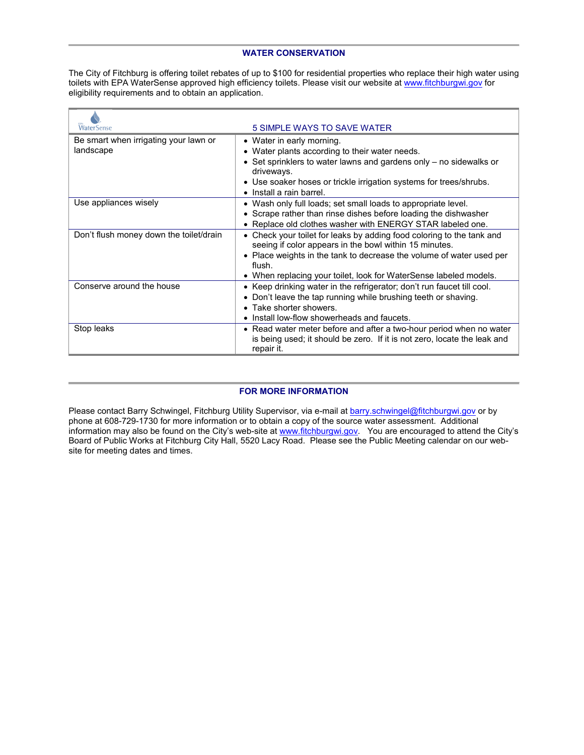## WATER CONSERVATION

The City of Fitchburg is offering toilet rebates of up to $100 for residential properties who replace their high water using toilets with EPA WaterSense approved high efficiency toilets. Please visit our website at www.fitchburgwi.gov for eligibility requirements and to obtain an application.

| WaterSense | 5 SIMPLE WAYS TO SAVE WATER |
|---|---|
| Be smart when irrigating your lawn or landscape | • Water in early morning.<br>• Water plants according to their water needs.<br>• Set sprinklers to water lawns and gardens only – no sidewalks or driveways.<br>• Use soaker hoses or trickle irrigation systems for trees/shrubs.<br>• Install a rain barrel. |
| Use appliances wisely | • Wash only full loads; set small loads to appropriate level.<br>• Scrape rather than rinse dishes before loading the dishwasher<br>• Replace old clothes washer with ENERGY STAR labeled one. |
| Don't flush money down the toilet/drain | • Check your toilet for leaks by adding food coloring to the tank and seeing if color appears in the bowl within 15 minutes.<br>• Place weights in the tank to decrease the volume of water used per flush.<br>• When replacing your toilet, look for WaterSense labeled models. |
| Conserve around the house | • Keep drinking water in the refrigerator; don't run faucet till cool.<br>• Don't leave the tap running while brushing teeth or shaving.<br>• Take shorter showers.<br>• Install low-flow showerheads and faucets. |
| Stop leaks | • Read water meter before and after a two-hour period when no water is being used; it should be zero. If it is not zero, locate the leak and repair it. |

## FOR MORE INFORMATION

Please contact Barry Schwingel, Fitchburg Utility Supervisor, via e-mail at barry.schwingel@fitchburgwi.gov or by phone at 608-729-1730 for more information or to obtain a copy of the source water assessment. Additional information may also be found on the City's web-site at www.fitchburgwi.gov. You are encouraged to attend the City's Board of Public Works at Fitchburg City Hall, 5520 Lacy Road. Please see the Public Meeting calendar on our web-site for meeting dates and times.